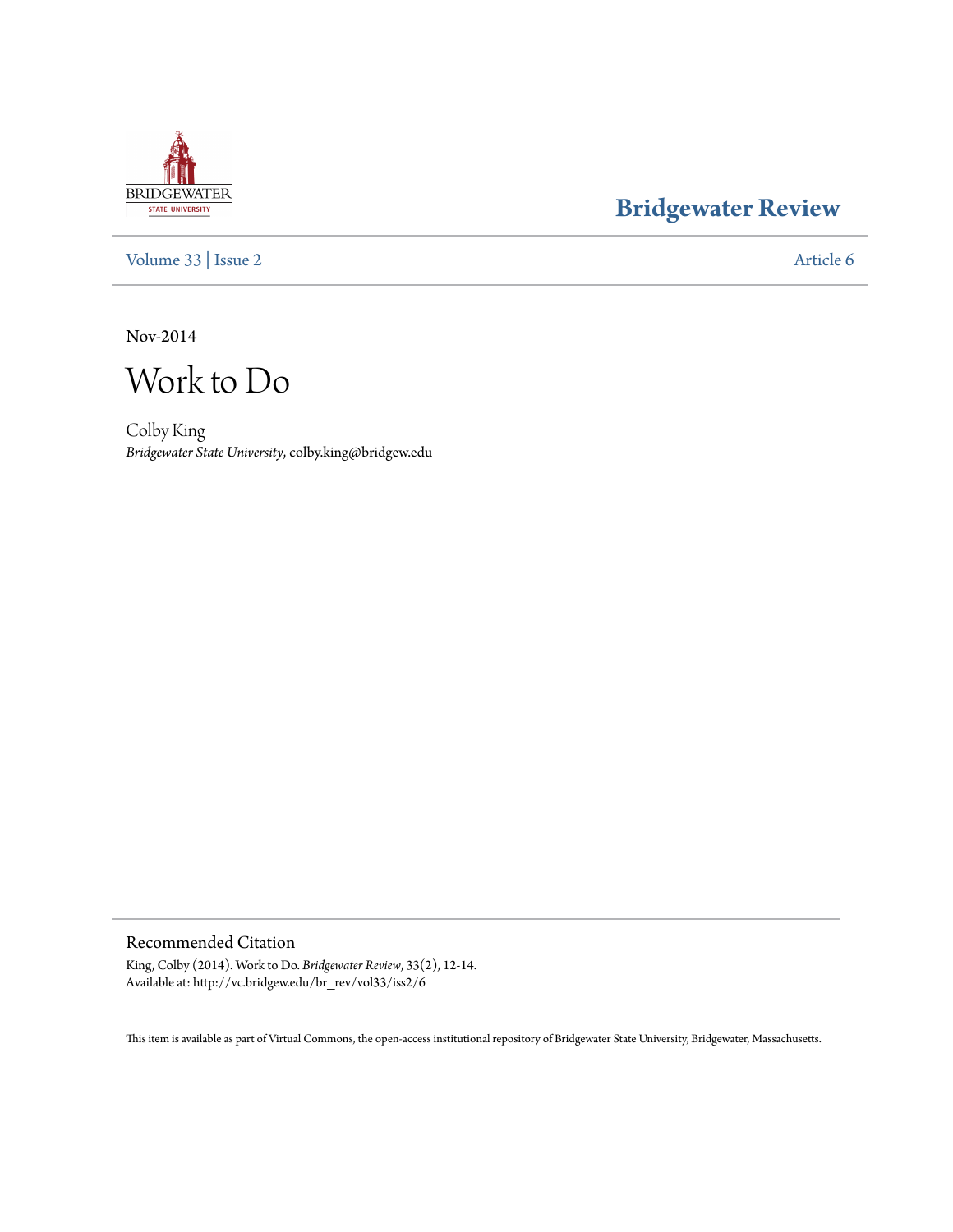Bridgewater Review

Volume 33 | Issue 2 Article 6

Nov-2014

# Work to Do

Colby King
*Bridgewater State University*, colby.king@bridgew.edu

## Recommended Citation

King, Colby (2014). Work to Do. *Bridgewater Review*, 33(2), 12-14.
Available at: http://vc.bridgew.edu/br_rev/vol33/iss2/6

This item is available as part of Virtual Commons, the open-access institutional repository of Bridgewater State University, Bridgewater, Massachusetts.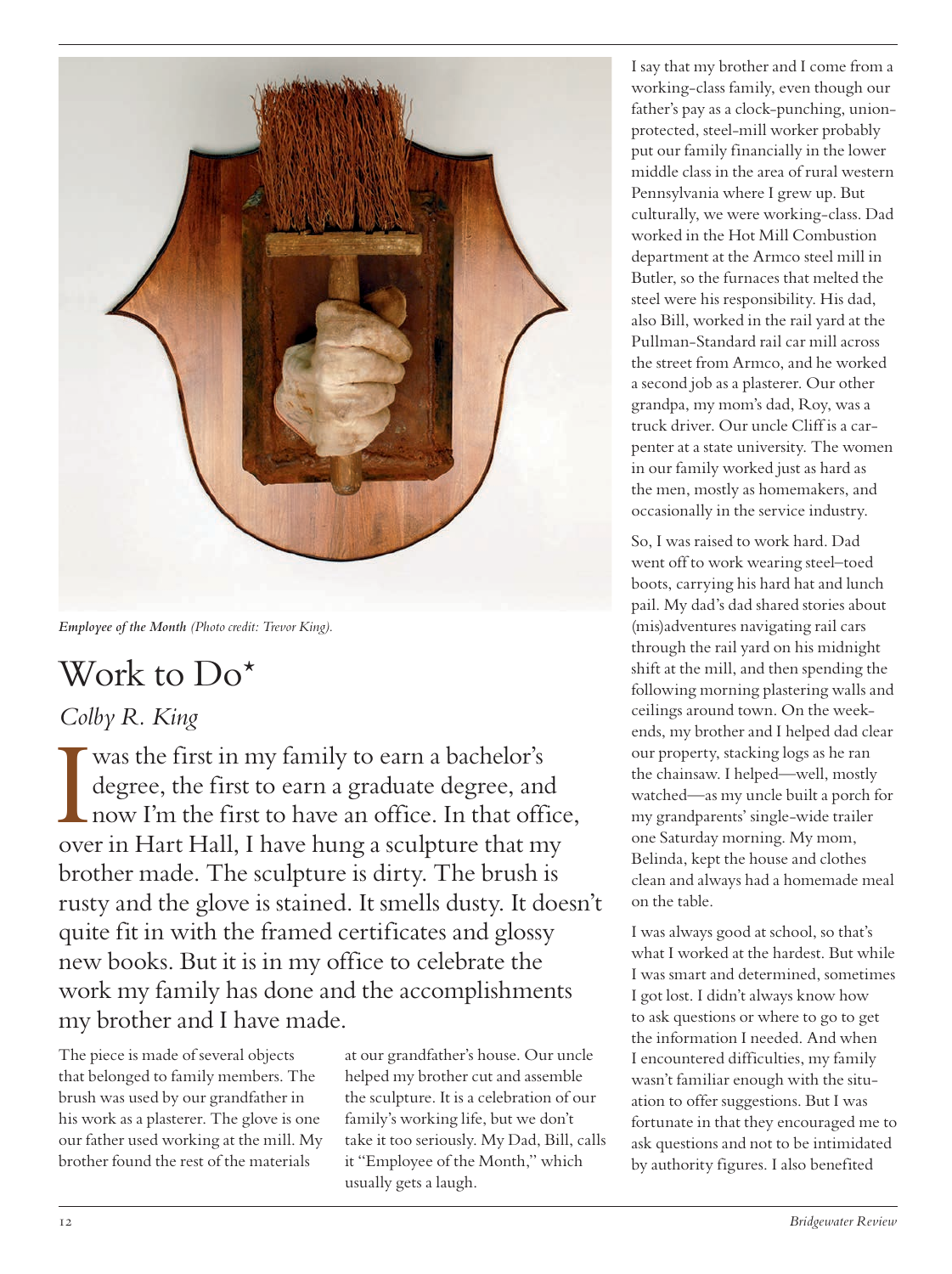*Employee of the Month (Photo credit: Trevor King).*

# Work to Do*

*Colby R. King*

I was the first in my family to earn a bachelor's degree, the first to earn a graduate degree, and now I'm the first to have an office. In that office, over in Hart Hall, I have hung a sculpture that my brother made. The sculpture is dirty. The brush is rusty and the glove is stained. It smells dusty. It doesn't quite fit in with the framed certificates and glossy new books. But it is in my office to celebrate the work my family has done and the accomplishments my brother and I have made.

The piece is made of several objects that belonged to family members. The brush was used by our grandfather in his work as a plasterer. The glove is one our father used working at the mill. My brother found the rest of the materials at our grandfather's house. Our uncle helped my brother cut and assemble the sculpture. It is a celebration of our family's working life, but we don't take it too seriously. My Dad, Bill, calls it "Employee of the Month," which usually gets a laugh.

I say that my brother and I come from a working-class family, even though our father's pay as a clock-punching, union-protected, steel-mill worker probably put our family financially in the lower middle class in the area of rural western Pennsylvania where I grew up. But culturally, we were working-class. Dad worked in the Hot Mill Combustion department at the Armco steel mill in Butler, so the furnaces that melted the steel were his responsibility. His dad, also Bill, worked in the rail yard at the Pullman-Standard rail car mill across the street from Armco, and he worked a second job as a plasterer. Our other grandpa, my mom's dad, Roy, was a truck driver. Our uncle Cliff is a carpenter at a state university. The women in our family worked just as hard as the men, mostly as homemakers, and occasionally in the service industry.

So, I was raised to work hard. Dad went off to work wearing steel–toed boots, carrying his hard hat and lunch pail. My dad's dad shared stories about (mis)adventures navigating rail cars through the rail yard on his midnight shift at the mill, and then spending the following morning plastering walls and ceilings around town. On the weekends, my brother and I helped dad clear our property, stacking logs as he ran the chainsaw. I helped—well, mostly watched—as my uncle built a porch for my grandparents' single-wide trailer one Saturday morning. My mom, Belinda, kept the house and clothes clean and always had a homemade meal on the table.

I was always good at school, so that's what I worked at the hardest. But while I was smart and determined, sometimes I got lost. I didn't always know how to ask questions or where to go to get the information I needed. And when I encountered difficulties, my family wasn't familiar enough with the situation to offer suggestions. But I was fortunate in that they encouraged me to ask questions and not to be intimidated by authority figures. I also benefited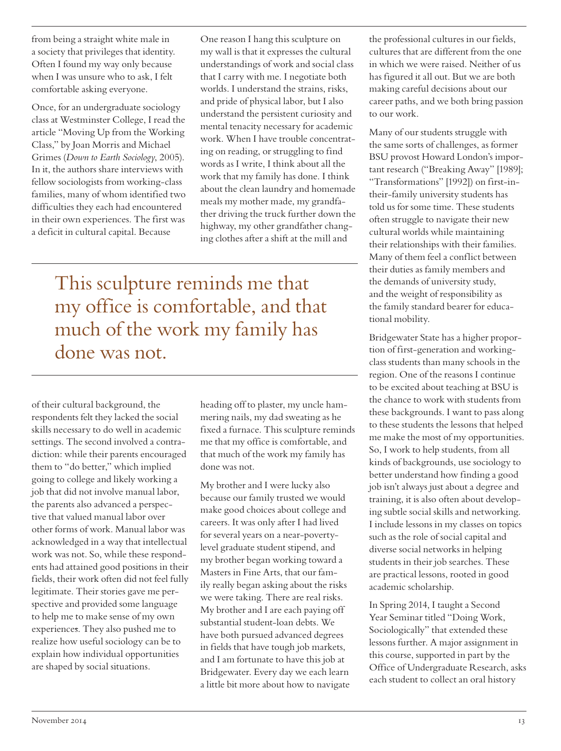from being a straight white male in a society that privileges that identity. Often I found my way only because when I was unsure who to ask, I felt comfortable asking everyone.

Once, for an undergraduate sociology class at Westminster College, I read the article "Moving Up from the Working Class," by Joan Morris and Michael Grimes (*Down to Earth Sociology*, 2005). In it, the authors share interviews with fellow sociologists from working-class families, many of whom identified two difficulties they each had encountered in their own experiences. The first was a deficit in cultural capital. Because of their cultural background, the respondents felt they lacked the social skills necessary to do well in academic settings. The second involved a contradiction: while their parents encouraged them to "do better," which implied going to college and likely working a job that did not involve manual labor, the parents also advanced a perspective that valued manual labor over other forms of work. Manual labor was acknowledged in a way that intellectual work was not. So, while these respondents had attained good positions in their fields, their work often did not feel fully legitimate. Their stories gave me perspective and provided some language to help me to make sense of my own experiences. They also pushed me to realize how useful sociology can be to explain how individual opportunities are shaped by social situations.

One reason I hang this sculpture on my wall is that it expresses the cultural understandings of work and social class that I carry with me. I negotiate both worlds. I understand the strains, risks, and pride of physical labor, but I also understand the persistent curiosity and mental tenacity necessary for academic work. When I have trouble concentrating on reading, or struggling to find words as I write, I think about all the work that my family has done. I think about the clean laundry and homemade meals my mother made, my grandfather driving the truck further down the highway, my other grandfather changing clothes after a shift at the mill and heading off to plaster, my uncle hammering nails, my dad sweating as he fixed a furnace. This sculpture reminds me that my office is comfortable, and that much of the work my family has done was not.

> This sculpture reminds me that my office is comfortable, and that much of the work my family has done was not.

My brother and I were lucky also because our family trusted we would make good choices about college and careers. It was only after I had lived for several years on a near-poverty-level graduate student stipend, and my brother began working toward a Masters in Fine Arts, that our family really began asking about the risks we were taking. There are real risks. My brother and I are each paying off substantial student-loan debts. We have both pursued advanced degrees in fields that have tough job markets, and I am fortunate to have this job at Bridgewater. Every day we each learn a little bit more about how to navigate the professional cultures in our fields, cultures that are different from the one in which we were raised. Neither of us has figured it all out. But we are both making careful decisions about our career paths, and we both bring passion to our work.

Many of our students struggle with the same sorts of challenges, as former BSU provost Howard London's important research ("Breaking Away" [1989]; "Transformations" [1992]) on first-in-their-family university students has told us for some time. These students often struggle to navigate their new cultural worlds while maintaining their relationships with their families. Many of them feel a conflict between their duties as family members and the demands of university study, and the weight of responsibility as the family standard bearer for educational mobility.

Bridgewater State has a higher proportion of first-generation and working-class students than many schools in the region. One of the reasons I continue to be excited about teaching at BSU is the chance to work with students from these backgrounds. I want to pass along to these students the lessons that helped me make the most of my opportunities. So, I work to help students, from all kinds of backgrounds, use sociology to better understand how finding a good job isn't always just about a degree and training, it is also often about developing subtle social skills and networking. I include lessons in my classes on topics such as the role of social capital and diverse social networks in helping students in their job searches. These are practical lessons, rooted in good academic scholarship.

In Spring 2014, I taught a Second Year Seminar titled "Doing Work, Sociologically" that extended these lessons further. A major assignment in this course, supported in part by the Office of Undergraduate Research, asks each student to collect an oral history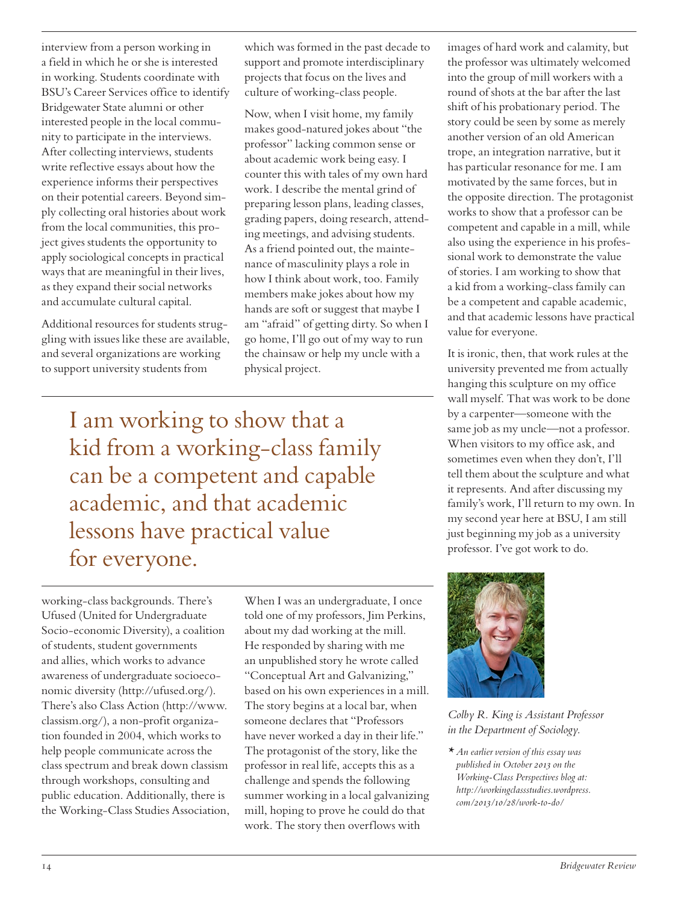interview from a person working in a field in which he or she is interested in working. Students coordinate with BSU's Career Services office to identify Bridgewater State alumni or other interested people in the local community to participate in the interviews. After collecting interviews, students write reflective essays about how the experience informs their perspectives on their potential careers. Beyond simply collecting oral histories about work from the local communities, this project gives students the opportunity to apply sociological concepts in practical ways that are meaningful in their lives, as they expand their social networks and accumulate cultural capital.

Additional resources for students struggling with issues like these are available, and several organizations are working to support university students from working-class backgrounds. There's Ufused (United for Undergraduate Socio-economic Diversity), a coalition of students, student governments and allies, which works to advance awareness of undergraduate socioeconomic diversity (http://ufused.org/). There's also Class Action (http://www.classism.org/), a non-profit organization founded in 2004, which works to help people communicate across the class spectrum and break down classism through workshops, consulting and public education. Additionally, there is the Working-Class Studies Association, which was formed in the past decade to support and promote interdisciplinary projects that focus on the lives and culture of working-class people.

Now, when I visit home, my family makes good-natured jokes about "the professor" lacking common sense or about academic work being easy. I counter this with tales of my own hard work. I describe the mental grind of preparing lesson plans, leading classes, grading papers, doing research, attending meetings, and advising students. As a friend pointed out, the maintenance of masculinity plays a role in how I think about work, too. Family members make jokes about how my hands are soft or suggest that maybe I am "afraid" of getting dirty. So when I go home, I'll go out of my way to run the chainsaw or help my uncle with a physical project.

> I am working to show that a kid from a working-class family can be a competent and capable academic, and that academic lessons have practical value for everyone.

When I was an undergraduate, I once told one of my professors, Jim Perkins, about my dad working at the mill. He responded by sharing with me an unpublished story he wrote called "Conceptual Art and Galvanizing," based on his own experiences in a mill. The story begins at a local bar, when someone declares that "Professors have never worked a day in their life." The protagonist of the story, like the professor in real life, accepts this as a challenge and spends the following summer working in a local galvanizing mill, hoping to prove he could do that work. The story then overflows with images of hard work and calamity, but the professor was ultimately welcomed into the group of mill workers with a round of shots at the bar after the last shift of his probationary period. The story could be seen by some as merely another version of an old American trope, an integration narrative, but it has particular resonance for me. I am motivated by the same forces, but in the opposite direction. The protagonist works to show that a professor can be competent and capable in a mill, while also using the experience in his professional work to demonstrate the value of stories. I am working to show that a kid from a working-class family can be a competent and capable academic, and that academic lessons have practical value for everyone.

It is ironic, then, that work rules at the university prevented me from actually hanging this sculpture on my office wall myself. That was work to be done by a carpenter—someone with the same job as my uncle—not a professor. When visitors to my office ask, and sometimes even when they don't, I'll tell them about the sculpture and what it represents. And after discussing my family's work, I'll return to my own. In my second year here at BSU, I am still just beginning my job as a university professor. I've got work to do.

*Colby R. King is Assistant Professor in the Department of Sociology.*

\* *An earlier version of this essay was published in October 2013 on the Working-Class Perspectives blog at: http://workingclassstudies.wordpress.com/2013/10/28/work-to-do/*